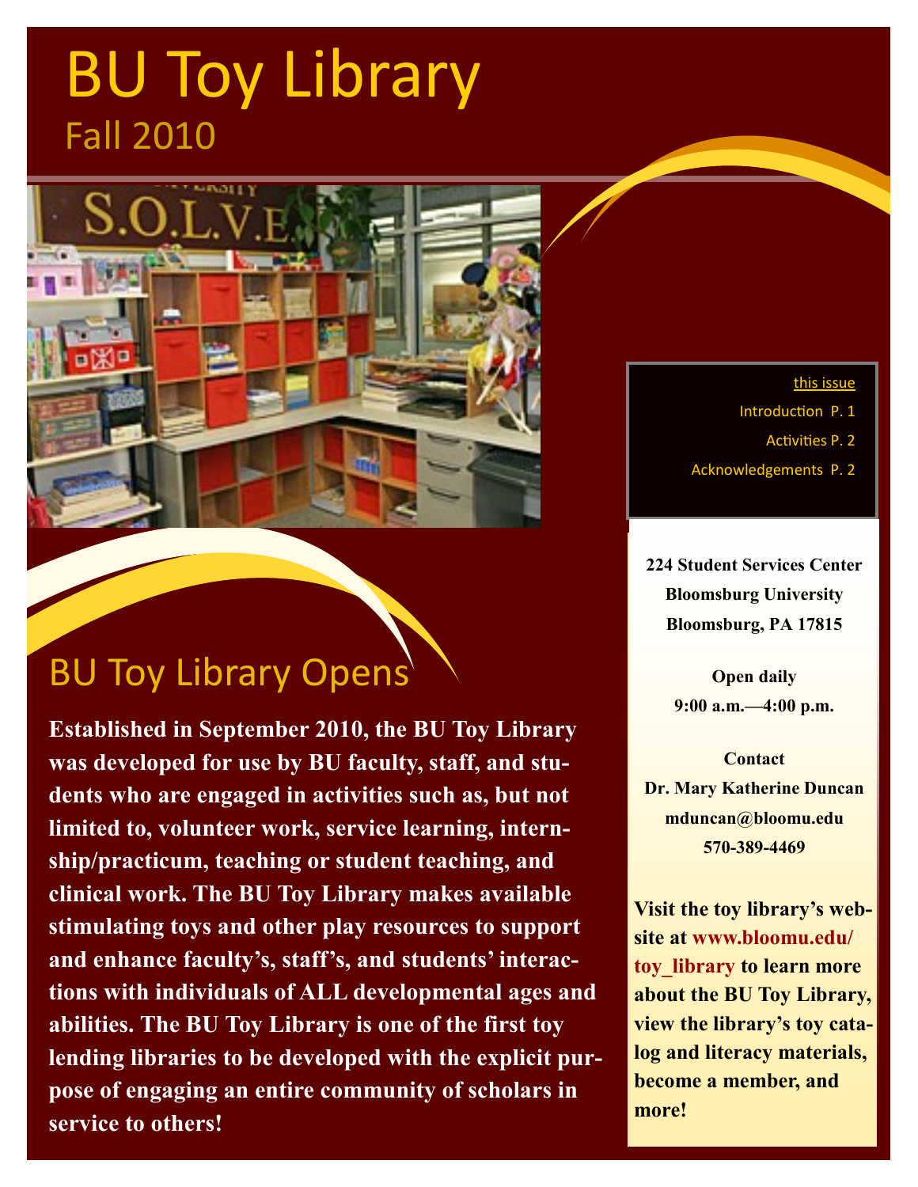# BU Toy Library

## Fall 2010

this issue

Introduction P. 1

Activities P. 2

Acknowledgements P. 2

## BU Toy Library Opens

**Established in September 2010, the BU Toy Library was developed for use by BU faculty, staff, and students who are engaged in activities such as, but not limited to, volunteer work, service learning, internship/practicum, teaching or student teaching, and clinical work. The BU Toy Library makes available stimulating toys and other play resources to support and enhance faculty's, staff's, and students' interactions with individuals of ALL developmental ages and abilities. The BU Toy Library is one of the first toy lending libraries to be developed with the explicit purpose of engaging an entire community of scholars in service to others!**

**224 Student Services Center**
**Bloomsburg University**
**Bloomsburg, PA 17815**

**Open daily**
**9:00 a.m.—4:00 p.m.**

**Contact**
**Dr. Mary Katherine Duncan**
**mduncan@bloomu.edu**
**570-389-4469**

**Visit the toy library's website at www.bloomu.edu/toy_library to learn more about the BU Toy Library, view the library's toy catalog and literacy materials, become a member, and more!**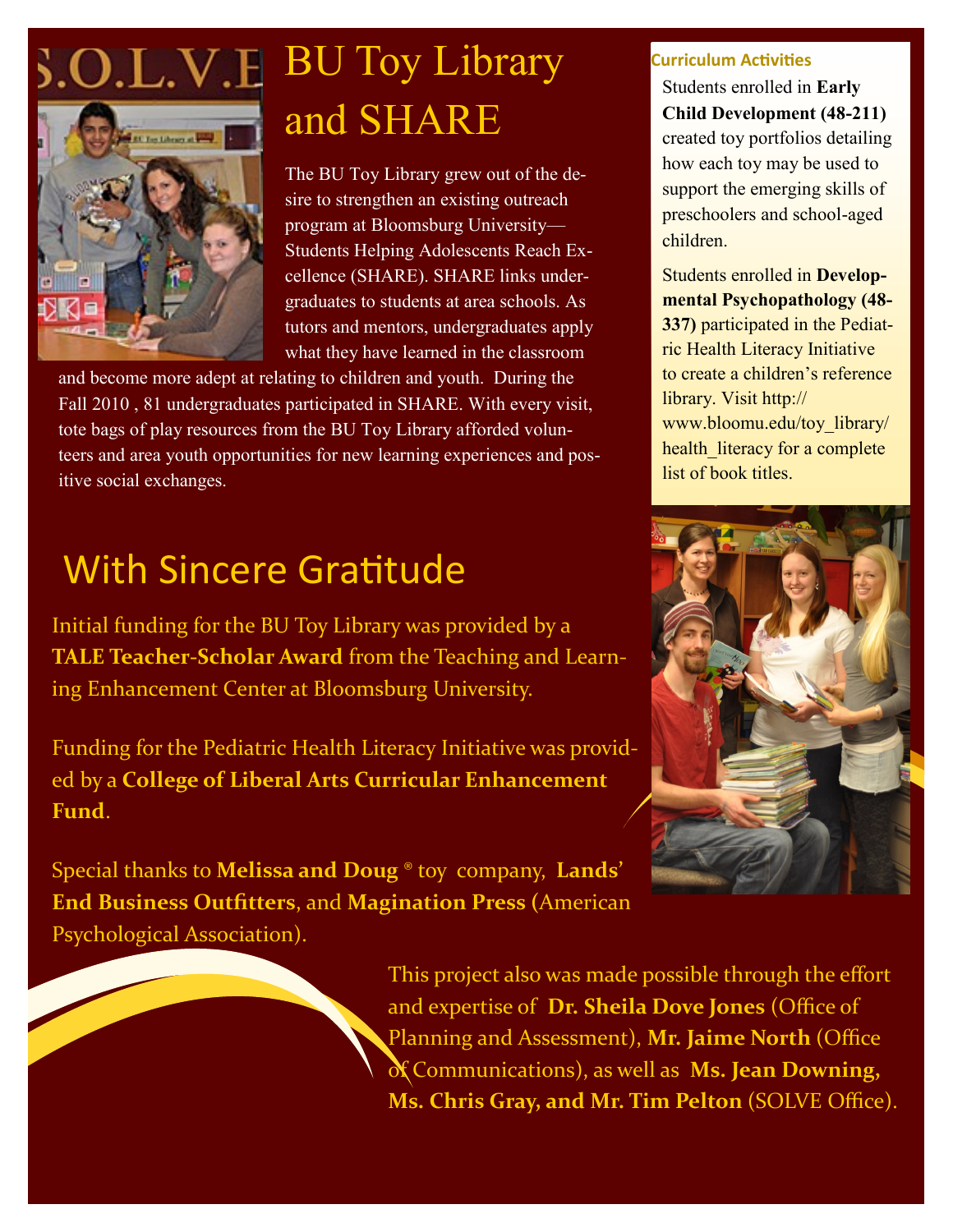# BU Toy Library and SHARE

The BU Toy Library grew out of the desire to strengthen an existing outreach program at Bloomsburg University—Students Helping Adolescents Reach Excellence (SHARE). SHARE links undergraduates to students at area schools. As tutors and mentors, undergraduates apply what they have learned in the classroom and become more adept at relating to children and youth. During the Fall 2010 , 81 undergraduates participated in SHARE. With every visit, tote bags of play resources from the BU Toy Library afforded volunteers and area youth opportunities for new learning experiences and positive social exchanges.

### Curriculum Activities

Students enrolled in **Early Child Development (48-211)** created toy portfolios detailing how each toy may be used to support the emerging skills of preschoolers and school-aged children.

Students enrolled in **Developmental Psychopathology (48-337)** participated in the Pediatric Health Literacy Initiative to create a children's reference library. Visit http://www.bloomu.edu/toy_library/health_literacy for a complete list of book titles.

## With Sincere Gratitude

Initial funding for the BU Toy Library was provided by a **TALE Teacher-Scholar Award** from the Teaching and Learning Enhancement Center at Bloomsburg University.

Funding for the Pediatric Health Literacy Initiative was provided by a **College of Liberal Arts Curricular Enhancement Fund**.

Special thanks to **Melissa and Doug** ® toy company, **Lands' End Business Outfitters**, and **Magination Press** (American Psychological Association).

This project also was made possible through the effort and expertise of **Dr. Sheila Dove Jones** (Office of Planning and Assessment), **Mr. Jaime North** (Office of Communications), as well as **Ms. Jean Downing, Ms. Chris Gray, and Mr. Tim Pelton** (SOLVE Office).